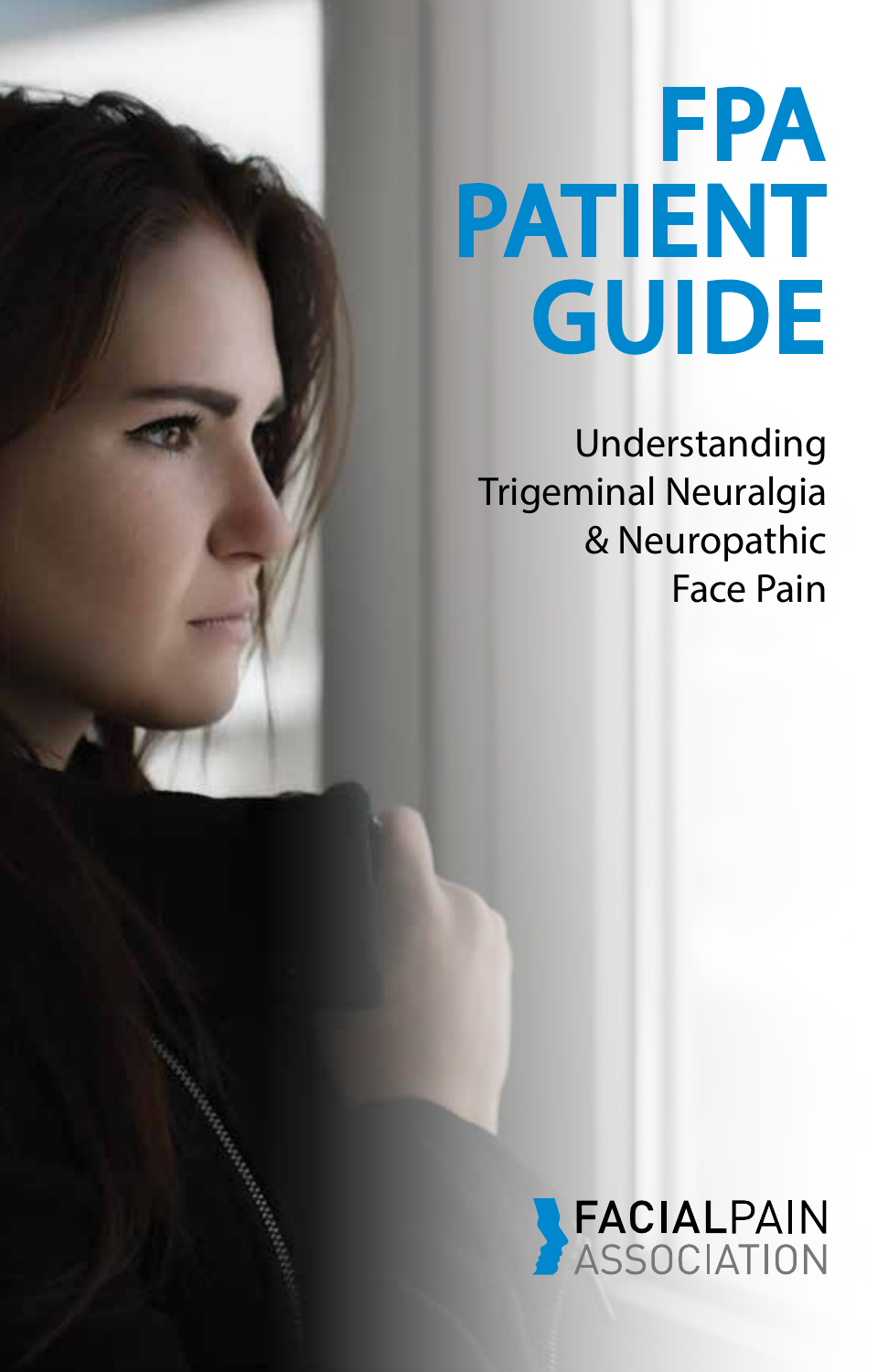# FPA PATIENT GUIDE

Understanding Trigeminal Neuralgia & Neuropathic Face Pain

FACIALPAIN ASSOCIATION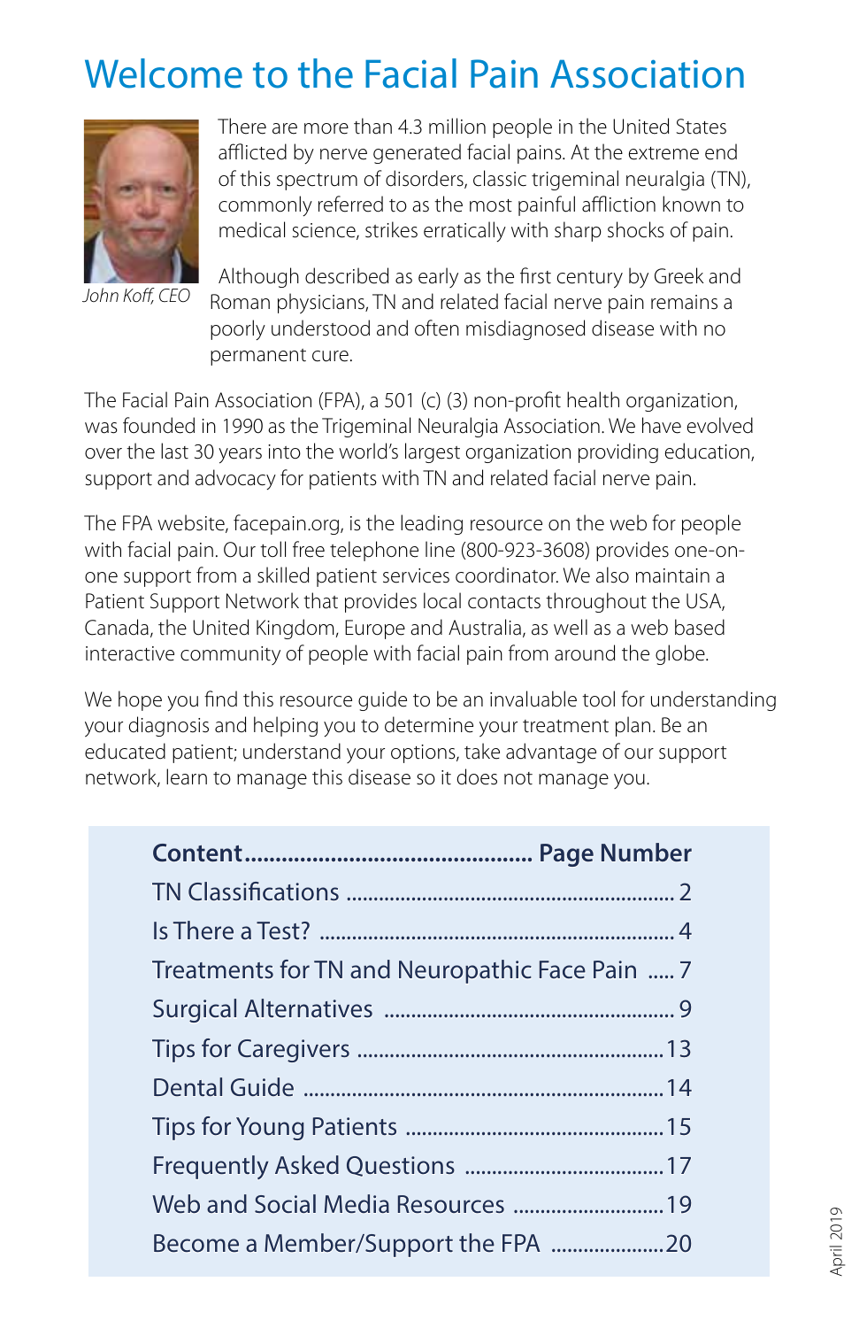# Welcome to the Facial Pain Association

*John Koff, CEO*

There are more than 4.3 million people in the United States afflicted by nerve generated facial pains. At the extreme end of this spectrum of disorders, classic trigeminal neuralgia (TN), commonly referred to as the most painful affliction known to medical science, strikes erratically with sharp shocks of pain.

Although described as early as the first century by Greek and Roman physicians, TN and related facial nerve pain remains a poorly understood and often misdiagnosed disease with no permanent cure.

The Facial Pain Association (FPA), a 501 (c) (3) non-profit health organization, was founded in 1990 as the Trigeminal Neuralgia Association. We have evolved over the last 30 years into the world's largest organization providing education, support and advocacy for patients with TN and related facial nerve pain.

The FPA website, facepain.org, is the leading resource on the web for people with facial pain. Our toll free telephone line (800-923-3608) provides one-on-one support from a skilled patient services coordinator. We also maintain a Patient Support Network that provides local contacts throughout the USA, Canada, the United Kingdom, Europe and Australia, as well as a web based interactive community of people with facial pain from around the globe.

We hope you find this resource guide to be an invaluable tool for understanding your diagnosis and helping you to determine your treatment plan. Be an educated patient; understand your options, take advantage of our support network, learn to manage this disease so it does not manage you.

| Content | Page Number |
|---|---|
| TN Classifications | 2 |
| Is There a Test? | 4 |
| Treatments for TN and Neuropathic Face Pain | 7 |
| Surgical Alternatives | 9 |
| Tips for Caregivers | 13 |
| Dental Guide | 14 |
| Tips for Young Patients | 15 |
| Frequently Asked Questions | 17 |
| Web and Social Media Resources | 19 |
| Become a Member/Support the FPA | 20 |

April 2019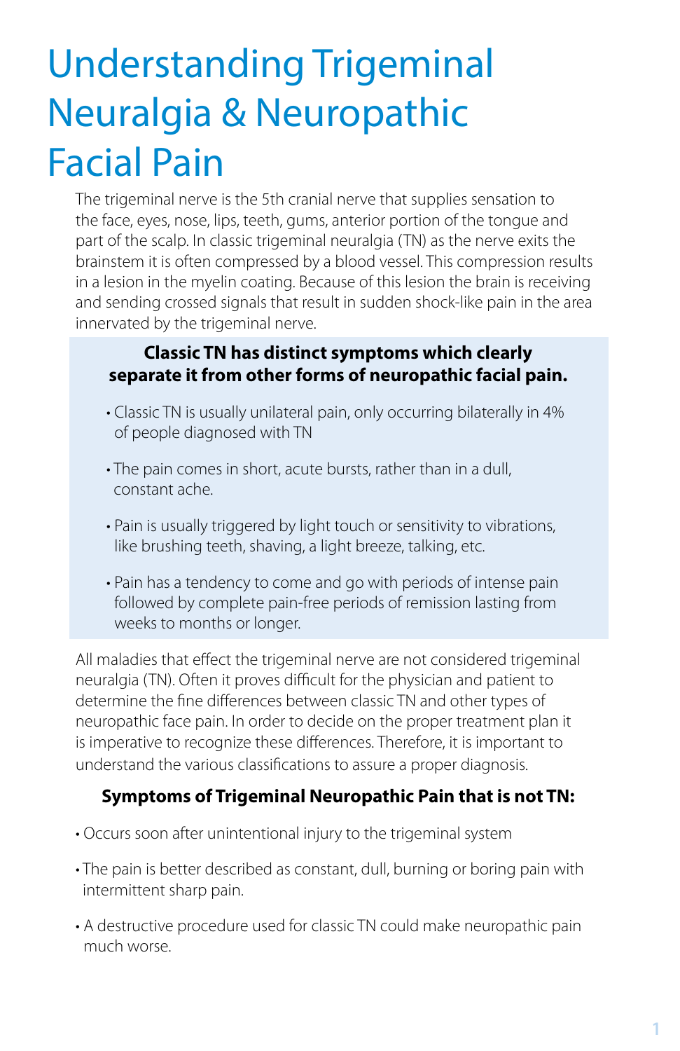# Understanding Trigeminal Neuralgia & Neuropathic Facial Pain

The trigeminal nerve is the 5th cranial nerve that supplies sensation to the face, eyes, nose, lips, teeth, gums, anterior portion of the tongue and part of the scalp. In classic trigeminal neuralgia (TN) as the nerve exits the brainstem it is often compressed by a blood vessel. This compression results in a lesion in the myelin coating. Because of this lesion the brain is receiving and sending crossed signals that result in sudden shock-like pain in the area innervated by the trigeminal nerve.

**Classic TN has distinct symptoms which clearly separate it from other forms of neuropathic facial pain.**

- Classic TN is usually unilateral pain, only occurring bilaterally in 4% of people diagnosed with TN
- The pain comes in short, acute bursts, rather than in a dull, constant ache.
- Pain is usually triggered by light touch or sensitivity to vibrations, like brushing teeth, shaving, a light breeze, talking, etc.
- Pain has a tendency to come and go with periods of intense pain followed by complete pain-free periods of remission lasting from weeks to months or longer.

All maladies that effect the trigeminal nerve are not considered trigeminal neuralgia (TN). Often it proves difficult for the physician and patient to determine the fine differences between classic TN and other types of neuropathic face pain. In order to decide on the proper treatment plan it is imperative to recognize these differences. Therefore, it is important to understand the various classifications to assure a proper diagnosis.

**Symptoms of Trigeminal Neuropathic Pain that is not TN:**

- Occurs soon after unintentional injury to the trigeminal system
- The pain is better described as constant, dull, burning or boring pain with intermittent sharp pain.
- A destructive procedure used for classic TN could make neuropathic pain much worse.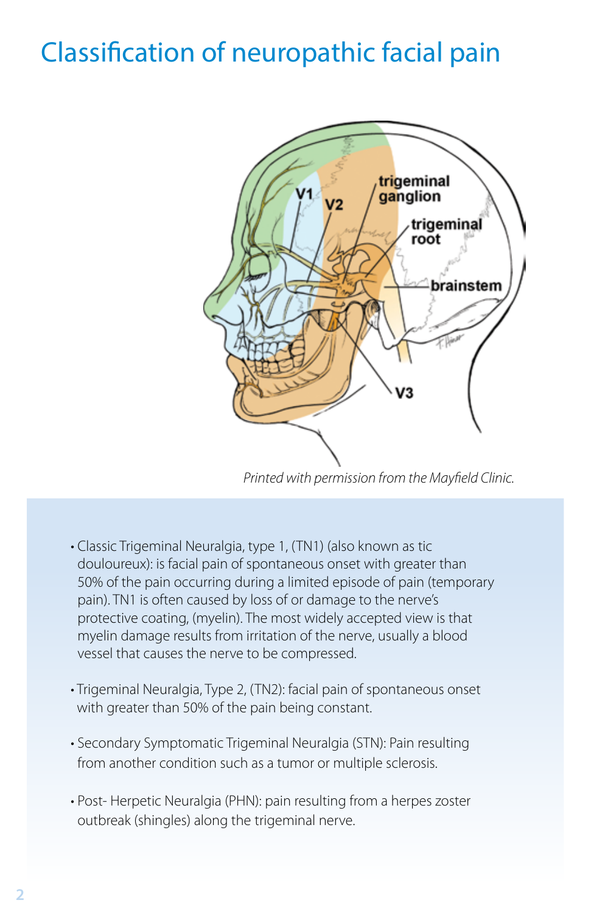# Classification of neuropathic facial pain

*Printed with permission from the Mayfield Clinic.*

- Classic Trigeminal Neuralgia, type 1, (TN1) (also known as tic douloureux): is facial pain of spontaneous onset with greater than 50% of the pain occurring during a limited episode of pain (temporary pain). TN1 is often caused by loss of or damage to the nerve's protective coating, (myelin). The most widely accepted view is that myelin damage results from irritation of the nerve, usually a blood vessel that causes the nerve to be compressed.

- Trigeminal Neuralgia, Type 2, (TN2): facial pain of spontaneous onset with greater than 50% of the pain being constant.

- Secondary Symptomatic Trigeminal Neuralgia (STN): Pain resulting from another condition such as a tumor or multiple sclerosis.

- Post- Herpetic Neuralgia (PHN): pain resulting from a herpes zoster outbreak (shingles) along the trigeminal nerve.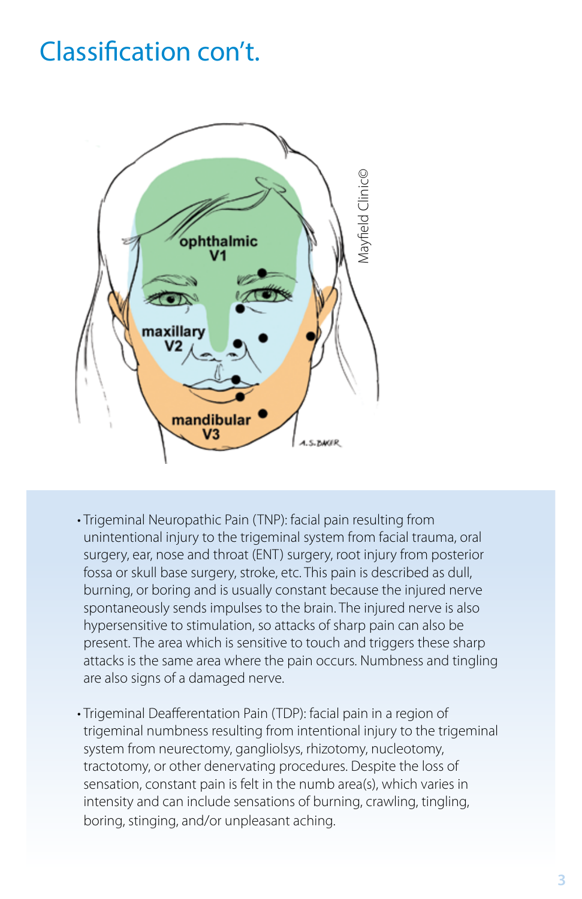# Classification con't.

- Trigeminal Neuropathic Pain (TNP): facial pain resulting from unintentional injury to the trigeminal system from facial trauma, oral surgery, ear, nose and throat (ENT) surgery, root injury from posterior fossa or skull base surgery, stroke, etc. This pain is described as dull, burning, or boring and is usually constant because the injured nerve spontaneously sends impulses to the brain. The injured nerve is also hypersensitive to stimulation, so attacks of sharp pain can also be present. The area which is sensitive to touch and triggers these sharp attacks is the same area where the pain occurs. Numbness and tingling are also signs of a damaged nerve.

- Trigeminal Deafferentation Pain (TDP): facial pain in a region of trigeminal numbness resulting from intentional injury to the trigeminal system from neurectomy, gangliolsys, rhizotomy, nucleotomy, tractotomy, or other denervating procedures. Despite the loss of sensation, constant pain is felt in the numb area(s), which varies in intensity and can include sensations of burning, crawling, tingling, boring, stinging, and/or unpleasant aching.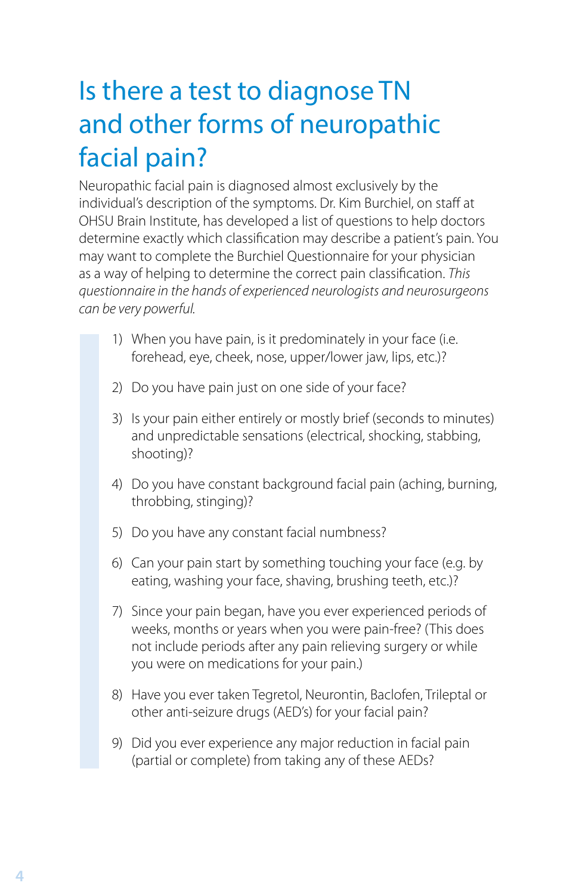# Is there a test to diagnose TN and other forms of neuropathic facial pain?

Neuropathic facial pain is diagnosed almost exclusively by the individual's description of the symptoms. Dr. Kim Burchiel, on staff at OHSU Brain Institute, has developed a list of questions to help doctors determine exactly which classification may describe a patient's pain. You may want to complete the Burchiel Questionnaire for your physician as a way of helping to determine the correct pain classification. *This questionnaire in the hands of experienced neurologists and neurosurgeons can be very powerful.*

1) When you have pain, is it predominately in your face (i.e. forehead, eye, cheek, nose, upper/lower jaw, lips, etc.)?

2) Do you have pain just on one side of your face?

3) Is your pain either entirely or mostly brief (seconds to minutes) and unpredictable sensations (electrical, shocking, stabbing, shooting)?

4) Do you have constant background facial pain (aching, burning, throbbing, stinging)?

5) Do you have any constant facial numbness?

6) Can your pain start by something touching your face (e.g. by eating, washing your face, shaving, brushing teeth, etc.)?

7) Since your pain began, have you ever experienced periods of weeks, months or years when you were pain-free? (This does not include periods after any pain relieving surgery or while you were on medications for your pain.)

8) Have you ever taken Tegretol, Neurontin, Baclofen, Trileptal or other anti-seizure drugs (AED's) for your facial pain?

9) Did you ever experience any major reduction in facial pain (partial or complete) from taking any of these AEDs?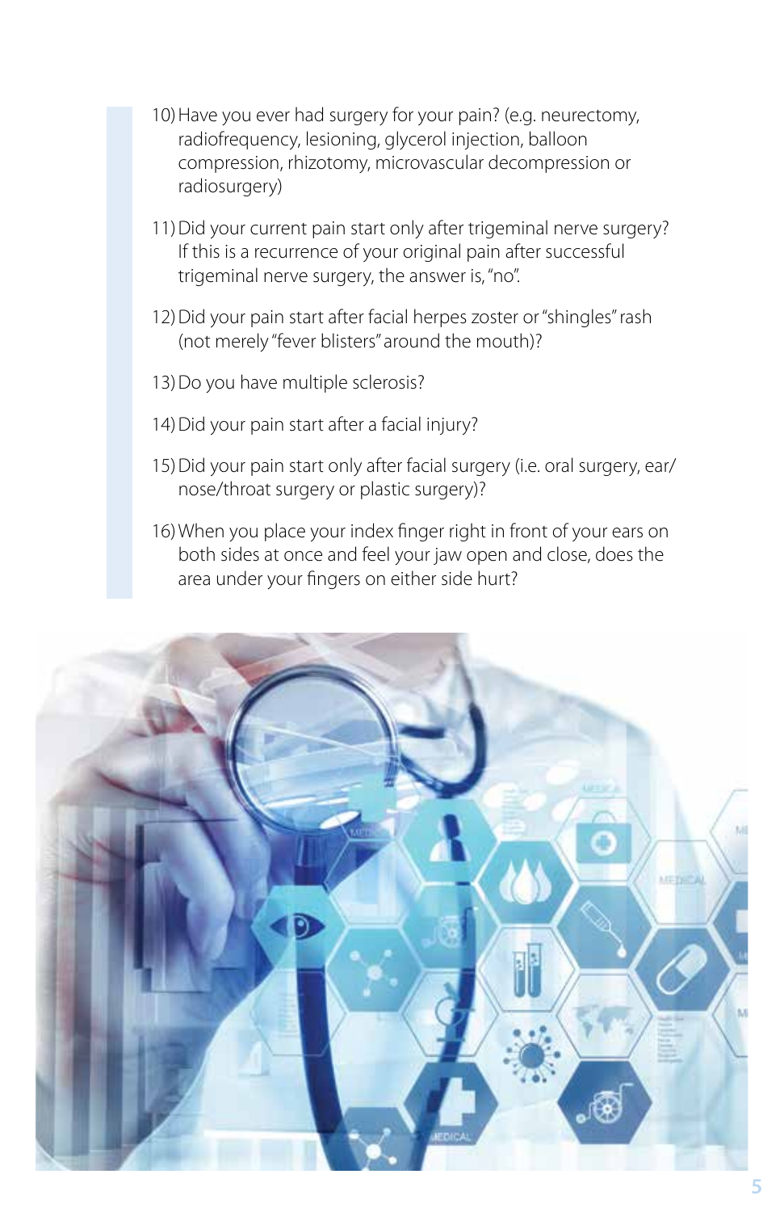10) Have you ever had surgery for your pain? (e.g. neurectomy, radiofrequency, lesioning, glycerol injection, balloon compression, rhizotomy, microvascular decompression or radiosurgery)

11) Did your current pain start only after trigeminal nerve surgery? If this is a recurrence of your original pain after successful trigeminal nerve surgery, the answer is, "no".

12) Did your pain start after facial herpes zoster or "shingles" rash (not merely "fever blisters" around the mouth)?

13) Do you have multiple sclerosis?

14) Did your pain start after a facial injury?

15) Did your pain start only after facial surgery (i.e. oral surgery, ear/ nose/throat surgery or plastic surgery)?

16) When you place your index finger right in front of your ears on both sides at once and feel your jaw open and close, does the area under your fingers on either side hurt?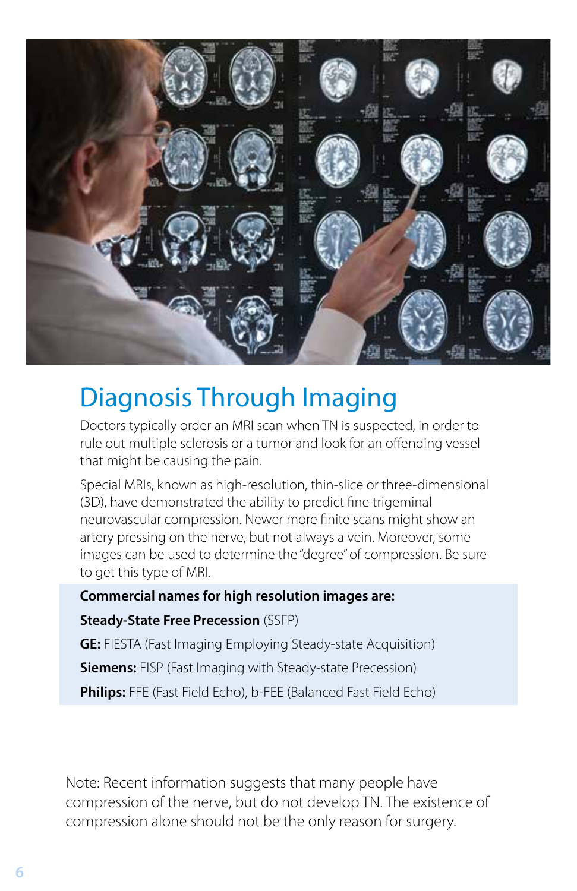## Diagnosis Through Imaging

Doctors typically order an MRI scan when TN is suspected, in order to rule out multiple sclerosis or a tumor and look for an offending vessel that might be causing the pain.

Special MRIs, known as high-resolution, thin-slice or three-dimensional (3D), have demonstrated the ability to predict fine trigeminal neurovascular compression. Newer more finite scans might show an artery pressing on the nerve, but not always a vein. Moreover, some images can be used to determine the "degree" of compression. Be sure to get this type of MRI.

**Commercial names for high resolution images are:**

**Steady-State Free Precession** (SSFP)

**GE:** FIESTA (Fast Imaging Employing Steady-state Acquisition)

**Siemens:** FISP (Fast Imaging with Steady-state Precession)

**Philips:** FFE (Fast Field Echo), b-FEE (Balanced Fast Field Echo)

Note: Recent information suggests that many people have compression of the nerve, but do not develop TN. The existence of compression alone should not be the only reason for surgery.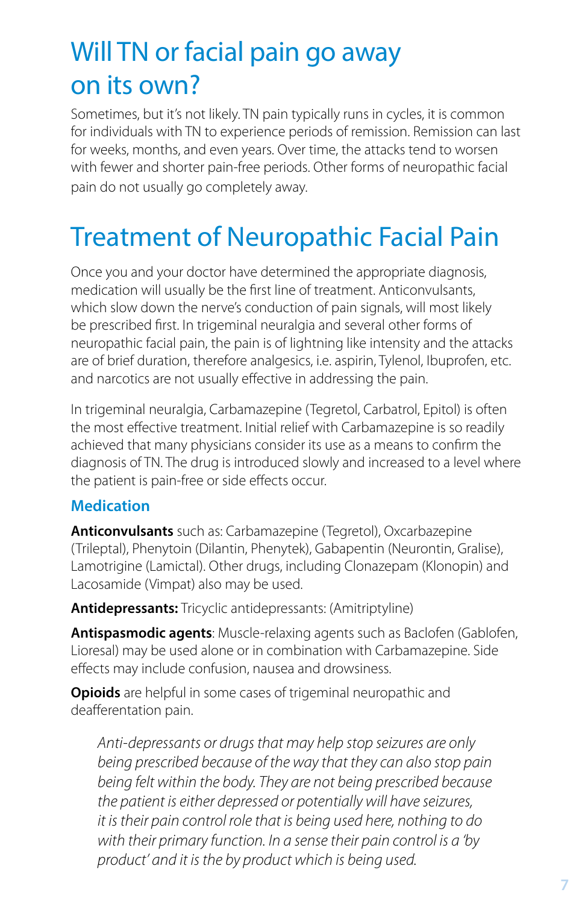# Will TN or facial pain go away on its own?

Sometimes, but it's not likely. TN pain typically runs in cycles, it is common for individuals with TN to experience periods of remission. Remission can last for weeks, months, and even years. Over time, the attacks tend to worsen with fewer and shorter pain-free periods. Other forms of neuropathic facial pain do not usually go completely away.

# Treatment of Neuropathic Facial Pain

Once you and your doctor have determined the appropriate diagnosis, medication will usually be the first line of treatment. Anticonvulsants, which slow down the nerve's conduction of pain signals, will most likely be prescribed first. In trigeminal neuralgia and several other forms of neuropathic facial pain, the pain is of lightning like intensity and the attacks are of brief duration, therefore analgesics, i.e. aspirin, Tylenol, Ibuprofen, etc. and narcotics are not usually effective in addressing the pain.

In trigeminal neuralgia, Carbamazepine (Tegretol, Carbatrol, Epitol) is often the most effective treatment. Initial relief with Carbamazepine is so readily achieved that many physicians consider its use as a means to confirm the diagnosis of TN. The drug is introduced slowly and increased to a level where the patient is pain-free or side effects occur.

### Medication

**Anticonvulsants** such as: Carbamazepine (Tegretol), Oxcarbazepine (Trileptal), Phenytoin (Dilantin, Phenytek), Gabapentin (Neurontin, Gralise), Lamotrigine (Lamictal). Other drugs, including Clonazepam (Klonopin) and Lacosamide (Vimpat) also may be used.

**Antidepressants:** Tricyclic antidepressants: (Amitriptyline)

**Antispasmodic agents**: Muscle-relaxing agents such as Baclofen (Gablofen, Lioresal) may be used alone or in combination with Carbamazepine. Side effects may include confusion, nausea and drowsiness.

**Opioids** are helpful in some cases of trigeminal neuropathic and deafferentation pain.

*Anti-depressants or drugs that may help stop seizures are only being prescribed because of the way that they can also stop pain being felt within the body. They are not being prescribed because the patient is either depressed or potentially will have seizures, it is their pain control role that is being used here, nothing to do with their primary function. In a sense their pain control is a 'by product' and it is the by product which is being used.*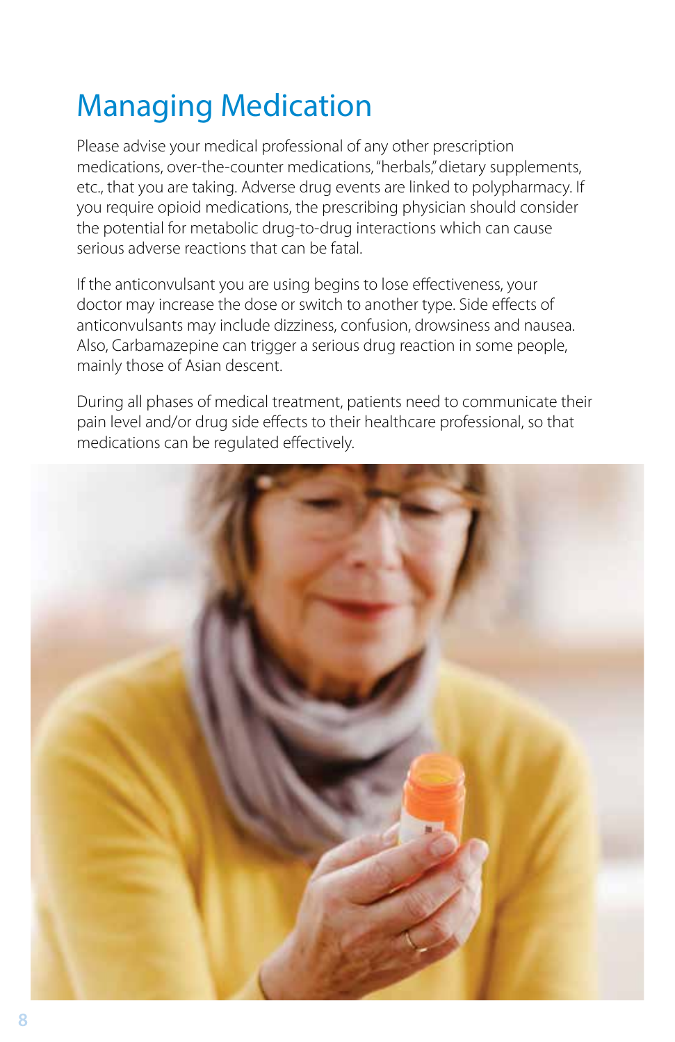# Managing Medication

Please advise your medical professional of any other prescription medications, over-the-counter medications, "herbals," dietary supplements, etc., that you are taking. Adverse drug events are linked to polypharmacy. If you require opioid medications, the prescribing physician should consider the potential for metabolic drug-to-drug interactions which can cause serious adverse reactions that can be fatal.

If the anticonvulsant you are using begins to lose effectiveness, your doctor may increase the dose or switch to another type. Side effects of anticonvulsants may include dizziness, confusion, drowsiness and nausea. Also, Carbamazepine can trigger a serious drug reaction in some people, mainly those of Asian descent.

During all phases of medical treatment, patients need to communicate their pain level and/or drug side effects to their healthcare professional, so that medications can be regulated effectively.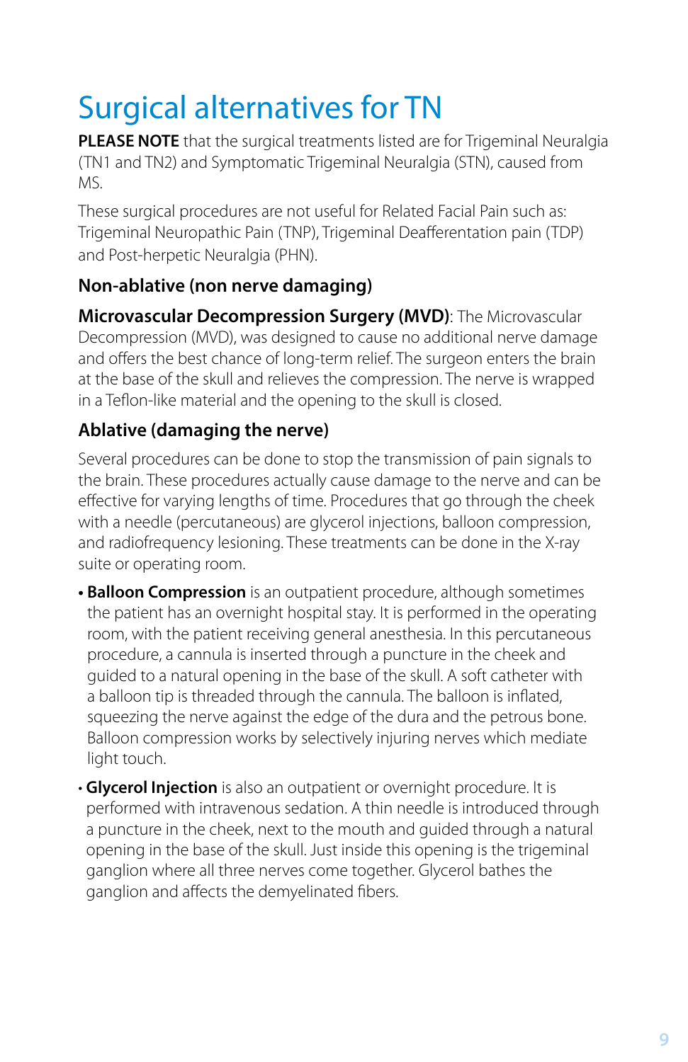# Surgical alternatives for TN

**PLEASE NOTE** that the surgical treatments listed are for Trigeminal Neuralgia (TN1 and TN2) and Symptomatic Trigeminal Neuralgia (STN), caused from MS.

These surgical procedures are not useful for Related Facial Pain such as: Trigeminal Neuropathic Pain (TNP), Trigeminal Deafferentation pain (TDP) and Post-herpetic Neuralgia (PHN).

### Non-ablative (non nerve damaging)

**Microvascular Decompression Surgery (MVD)**: The Microvascular Decompression (MVD), was designed to cause no additional nerve damage and offers the best chance of long-term relief. The surgeon enters the brain at the base of the skull and relieves the compression. The nerve is wrapped in a Teflon-like material and the opening to the skull is closed.

### Ablative (damaging the nerve)

Several procedures can be done to stop the transmission of pain signals to the brain. These procedures actually cause damage to the nerve and can be effective for varying lengths of time. Procedures that go through the cheek with a needle (percutaneous) are glycerol injections, balloon compression, and radiofrequency lesioning. These treatments can be done in the X-ray suite or operating room.

- **Balloon Compression** is an outpatient procedure, although sometimes the patient has an overnight hospital stay. It is performed in the operating room, with the patient receiving general anesthesia. In this percutaneous procedure, a cannula is inserted through a puncture in the cheek and guided to a natural opening in the base of the skull. A soft catheter with a balloon tip is threaded through the cannula. The balloon is inflated, squeezing the nerve against the edge of the dura and the petrous bone. Balloon compression works by selectively injuring nerves which mediate light touch.
- **Glycerol Injection** is also an outpatient or overnight procedure. It is performed with intravenous sedation. A thin needle is introduced through a puncture in the cheek, next to the mouth and guided through a natural opening in the base of the skull. Just inside this opening is the trigeminal ganglion where all three nerves come together. Glycerol bathes the ganglion and affects the demyelinated fibers.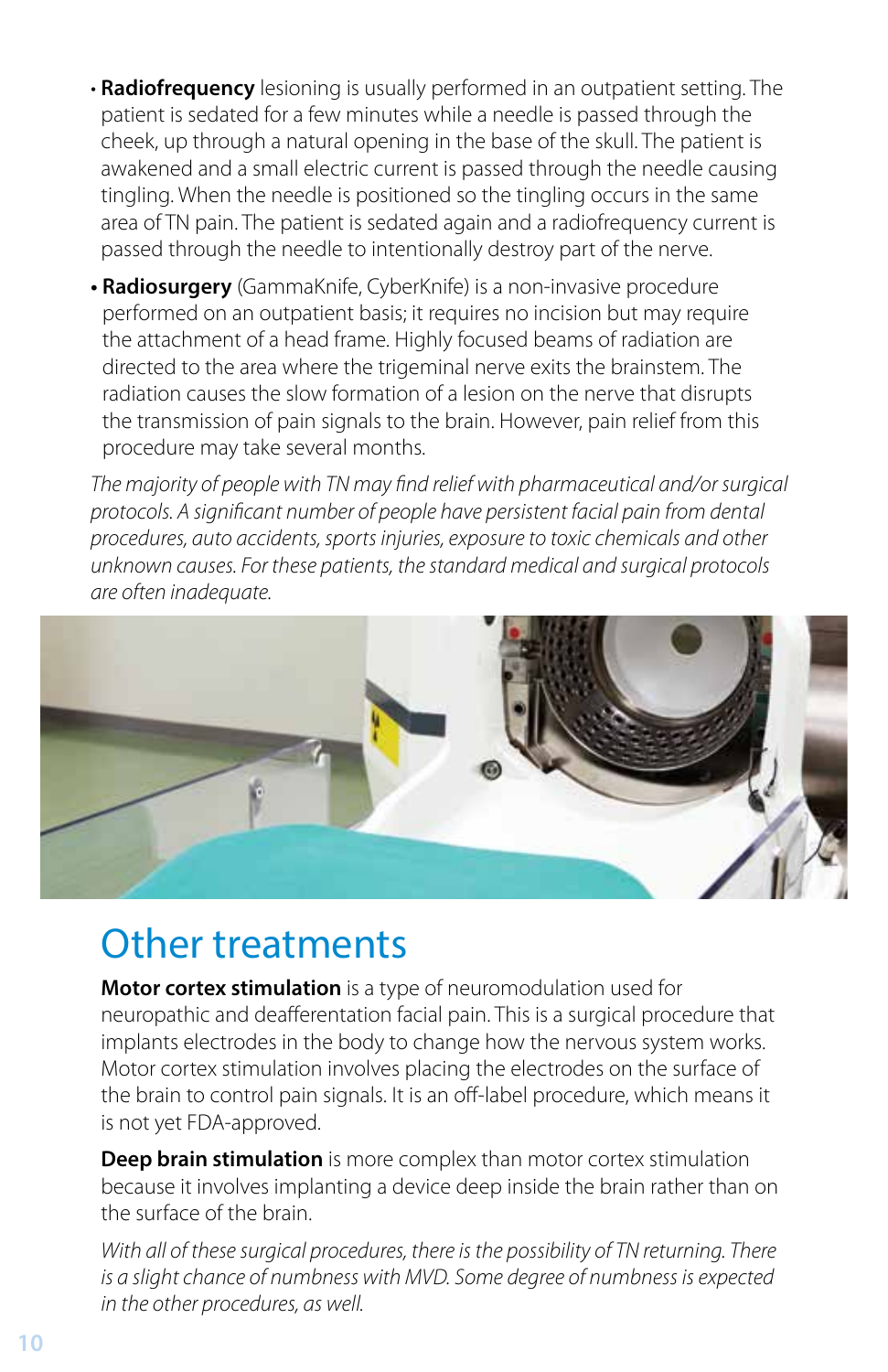- **Radiofrequency** lesioning is usually performed in an outpatient setting. The patient is sedated for a few minutes while a needle is passed through the cheek, up through a natural opening in the base of the skull. The patient is awakened and a small electric current is passed through the needle causing tingling. When the needle is positioned so the tingling occurs in the same area of TN pain. The patient is sedated again and a radiofrequency current is passed through the needle to intentionally destroy part of the nerve.
- **Radiosurgery** (GammaKnife, CyberKnife) is a non-invasive procedure performed on an outpatient basis; it requires no incision but may require the attachment of a head frame. Highly focused beams of radiation are directed to the area where the trigeminal nerve exits the brainstem. The radiation causes the slow formation of a lesion on the nerve that disrupts the transmission of pain signals to the brain. However, pain relief from this procedure may take several months.

*The majority of people with TN may find relief with pharmaceutical and/or surgical protocols. A significant number of people have persistent facial pain from dental procedures, auto accidents, sports injuries, exposure to toxic chemicals and other unknown causes. For these patients, the standard medical and surgical protocols are often inadequate.*

## Other treatments

**Motor cortex stimulation** is a type of neuromodulation used for neuropathic and deafferentation facial pain. This is a surgical procedure that implants electrodes in the body to change how the nervous system works. Motor cortex stimulation involves placing the electrodes on the surface of the brain to control pain signals. It is an off-label procedure, which means it is not yet FDA-approved.

**Deep brain stimulation** is more complex than motor cortex stimulation because it involves implanting a device deep inside the brain rather than on the surface of the brain.

*With all of these surgical procedures, there is the possibility of TN returning. There is a slight chance of numbness with MVD. Some degree of numbness is expected in the other procedures, as well.*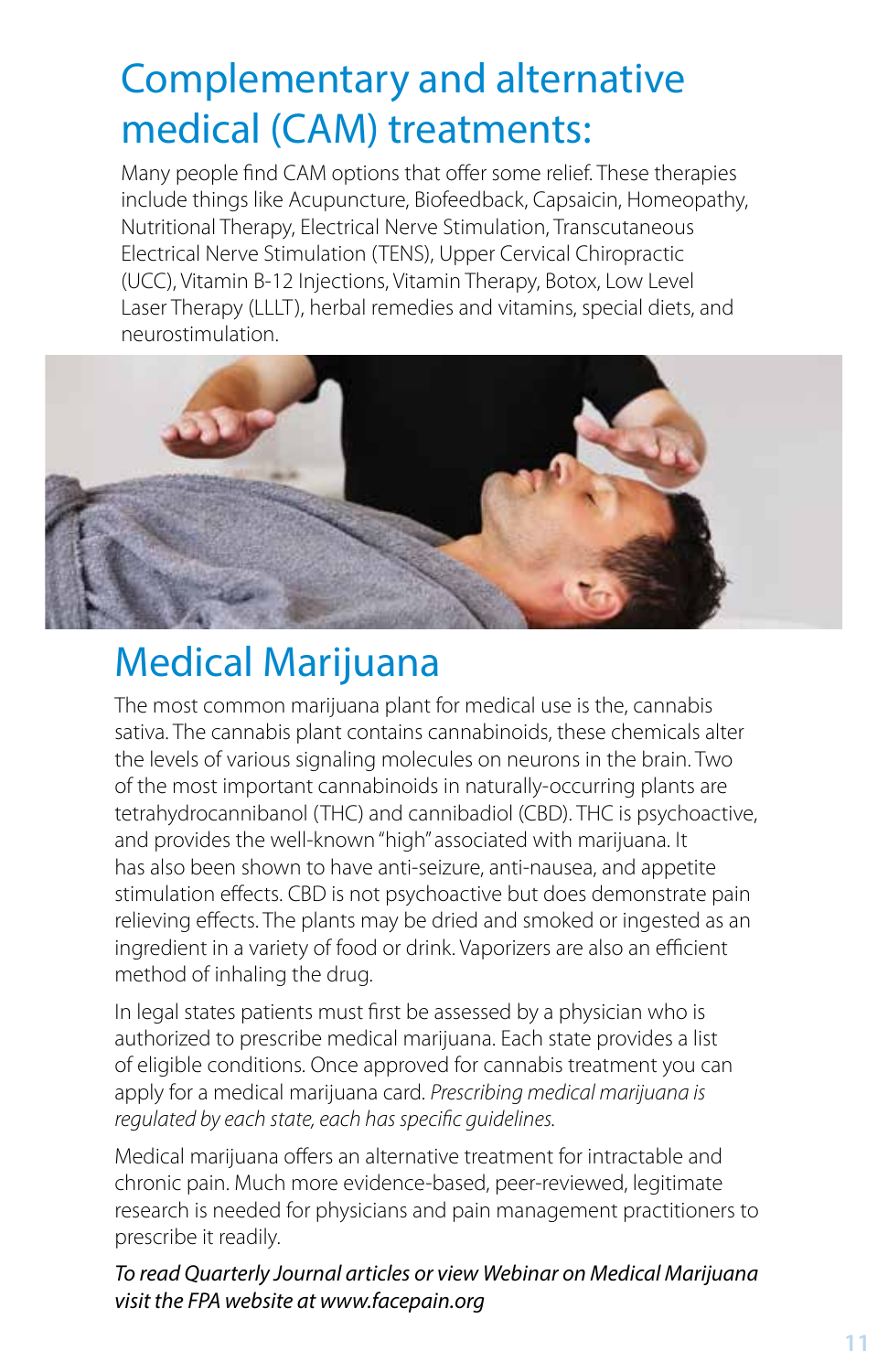# Complementary and alternative medical (CAM) treatments:

Many people find CAM options that offer some relief. These therapies include things like Acupuncture, Biofeedback, Capsaicin, Homeopathy, Nutritional Therapy, Electrical Nerve Stimulation, Transcutaneous Electrical Nerve Stimulation (TENS), Upper Cervical Chiropractic (UCC), Vitamin B-12 Injections, Vitamin Therapy, Botox, Low Level Laser Therapy (LLLT), herbal remedies and vitamins, special diets, and neurostimulation.

# Medical Marijuana

The most common marijuana plant for medical use is the, cannabis sativa. The cannabis plant contains cannabinoids, these chemicals alter the levels of various signaling molecules on neurons in the brain. Two of the most important cannabinoids in naturally-occurring plants are tetrahydrocannibanol (THC) and cannibadiol (CBD). THC is psychoactive, and provides the well-known "high" associated with marijuana. It has also been shown to have anti-seizure, anti-nausea, and appetite stimulation effects. CBD is not psychoactive but does demonstrate pain relieving effects. The plants may be dried and smoked or ingested as an ingredient in a variety of food or drink. Vaporizers are also an efficient method of inhaling the drug.

In legal states patients must first be assessed by a physician who is authorized to prescribe medical marijuana. Each state provides a list of eligible conditions. Once approved for cannabis treatment you can apply for a medical marijuana card. *Prescribing medical marijuana is regulated by each state, each has specific guidelines.*

Medical marijuana offers an alternative treatment for intractable and chronic pain. Much more evidence-based, peer-reviewed, legitimate research is needed for physicians and pain management practitioners to prescribe it readily.

*To read Quarterly Journal articles or view Webinar on Medical Marijuana visit the FPA website at www.facepain.org*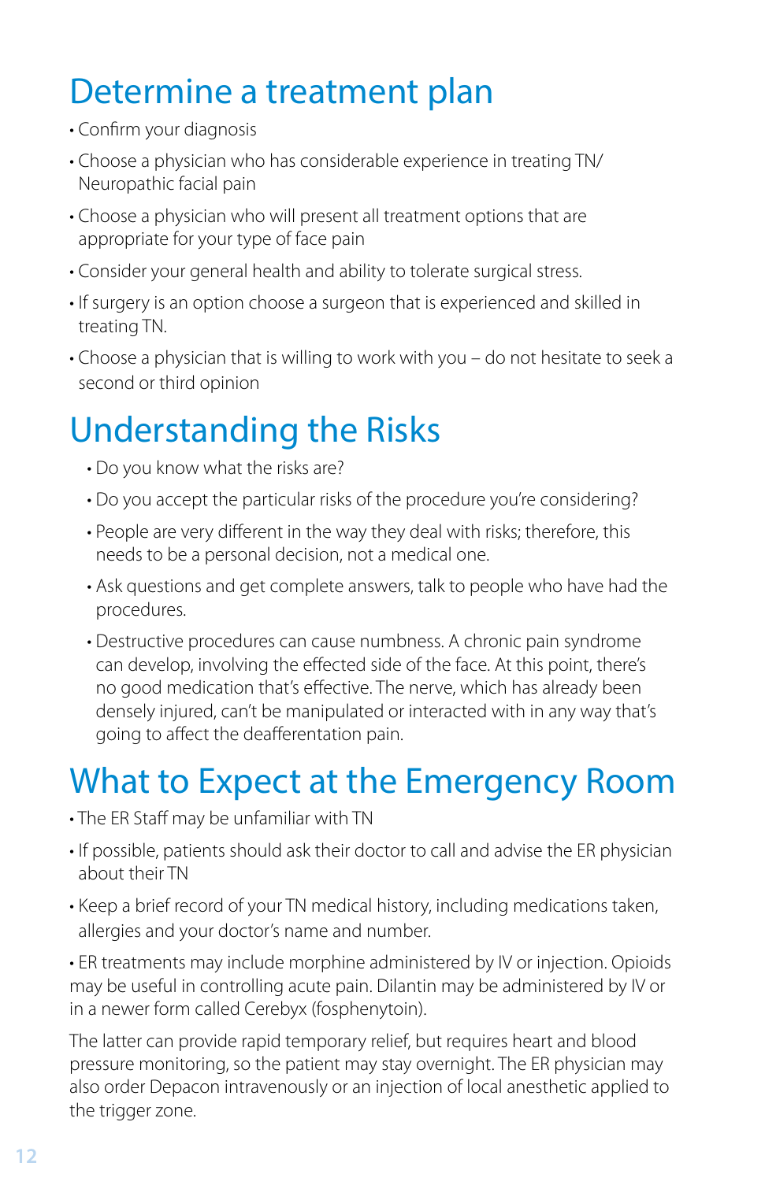# Determine a treatment plan

- Confirm your diagnosis
- Choose a physician who has considerable experience in treating TN/ Neuropathic facial pain
- Choose a physician who will present all treatment options that are appropriate for your type of face pain
- Consider your general health and ability to tolerate surgical stress.
- If surgery is an option choose a surgeon that is experienced and skilled in treating TN.
- Choose a physician that is willing to work with you – do not hesitate to seek a second or third opinion

# Understanding the Risks

- Do you know what the risks are?
- Do you accept the particular risks of the procedure you're considering?
- People are very different in the way they deal with risks; therefore, this needs to be a personal decision, not a medical one.
- Ask questions and get complete answers, talk to people who have had the procedures.
- Destructive procedures can cause numbness. A chronic pain syndrome can develop, involving the effected side of the face. At this point, there's no good medication that's effective. The nerve, which has already been densely injured, can't be manipulated or interacted with in any way that's going to affect the deafferentation pain.

# What to Expect at the Emergency Room

- The ER Staff may be unfamiliar with TN
- If possible, patients should ask their doctor to call and advise the ER physician about their TN
- Keep a brief record of your TN medical history, including medications taken, allergies and your doctor's name and number.
- ER treatments may include morphine administered by IV or injection. Opioids may be useful in controlling acute pain. Dilantin may be administered by IV or in a newer form called Cerebyx (fosphenytoin).

The latter can provide rapid temporary relief, but requires heart and blood pressure monitoring, so the patient may stay overnight. The ER physician may also order Depacon intravenously or an injection of local anesthetic applied to the trigger zone.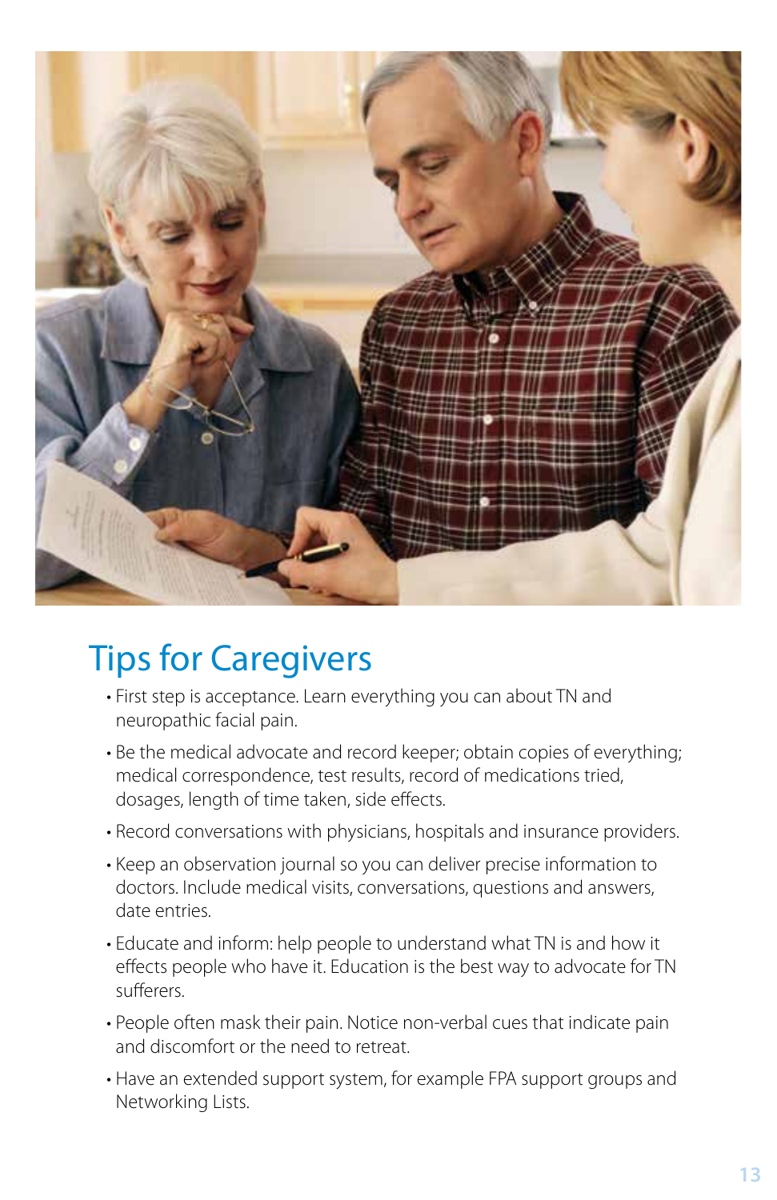## Tips for Caregivers

- First step is acceptance. Learn everything you can about TN and neuropathic facial pain.
- Be the medical advocate and record keeper; obtain copies of everything; medical correspondence, test results, record of medications tried, dosages, length of time taken, side effects.
- Record conversations with physicians, hospitals and insurance providers.
- Keep an observation journal so you can deliver precise information to doctors. Include medical visits, conversations, questions and answers, date entries.
- Educate and inform: help people to understand what TN is and how it effects people who have it. Education is the best way to advocate for TN sufferers.
- People often mask their pain. Notice non-verbal cues that indicate pain and discomfort or the need to retreat.
- Have an extended support system, for example FPA support groups and Networking Lists.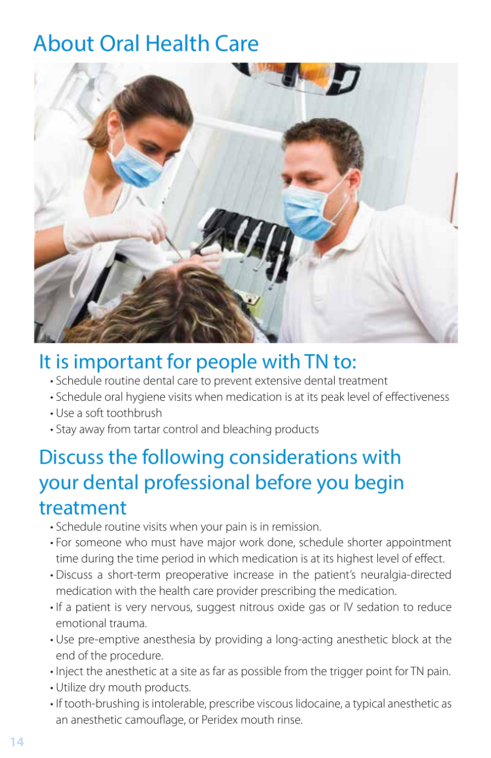# About Oral Health Care

## It is important for people with TN to:

- Schedule routine dental care to prevent extensive dental treatment
- Schedule oral hygiene visits when medication is at its peak level of effectiveness
- Use a soft toothbrush
- Stay away from tartar control and bleaching products

## Discuss the following considerations with your dental professional before you begin treatment

- Schedule routine visits when your pain is in remission.
- For someone who must have major work done, schedule shorter appointment time during the time period in which medication is at its highest level of effect.
- Discuss a short-term preoperative increase in the patient's neuralgia-directed medication with the health care provider prescribing the medication.
- If a patient is very nervous, suggest nitrous oxide gas or IV sedation to reduce emotional trauma.
- Use pre-emptive anesthesia by providing a long-acting anesthetic block at the end of the procedure.
- Inject the anesthetic at a site as far as possible from the trigger point for TN pain.
- Utilize dry mouth products.
- If tooth-brushing is intolerable, prescribe viscous lidocaine, a typical anesthetic as an anesthetic camouflage, or Peridex mouth rinse.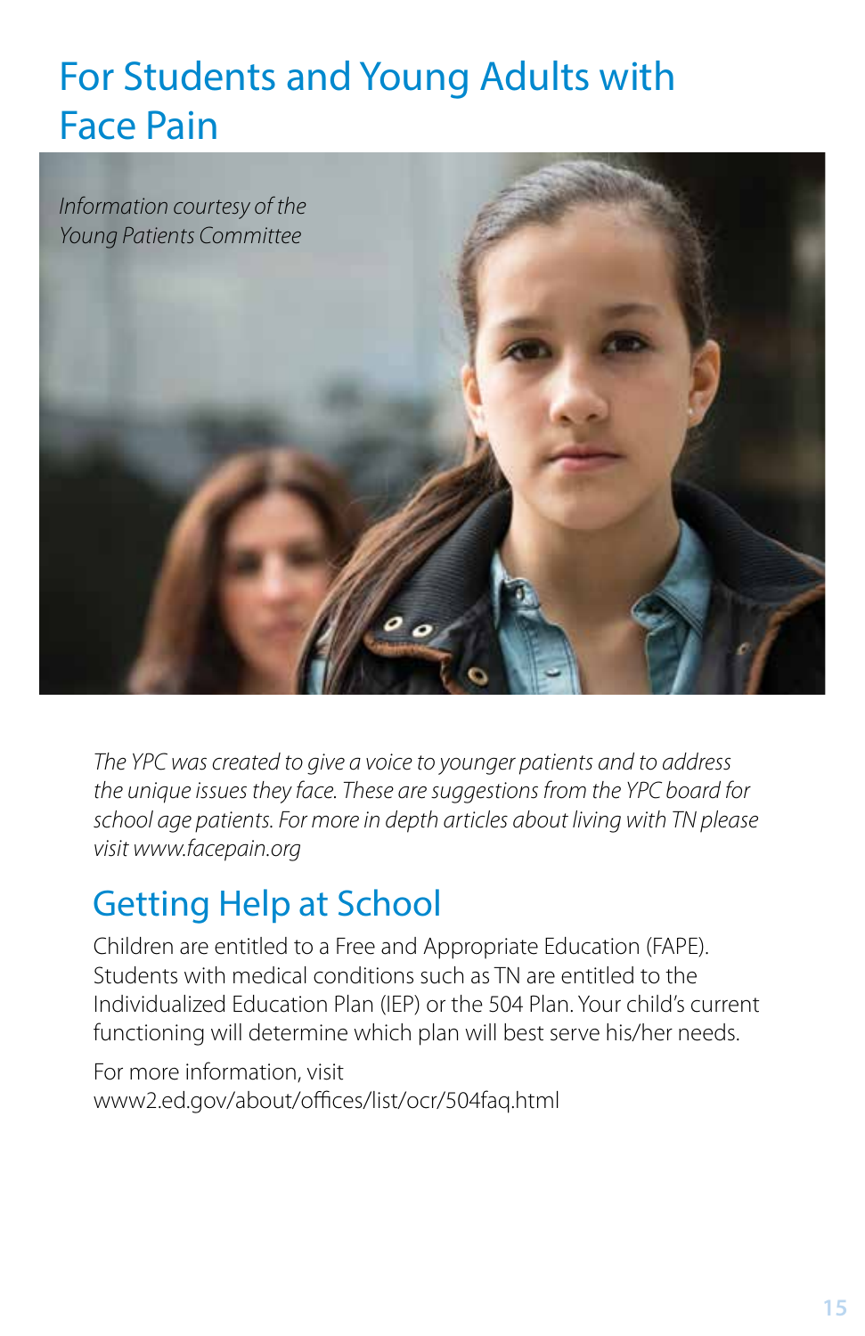# For Students and Young Adults with Face Pain

*Information courtesy of the Young Patients Committee*

*The YPC was created to give a voice to younger patients and to address the unique issues they face. These are suggestions from the YPC board for school age patients. For more in depth articles about living with TN please visit www.facepain.org*

## Getting Help at School

Children are entitled to a Free and Appropriate Education (FAPE). Students with medical conditions such as TN are entitled to the Individualized Education Plan (IEP) or the 504 Plan. Your child's current functioning will determine which plan will best serve his/her needs.

For more information, visit www2.ed.gov/about/offices/list/ocr/504faq.html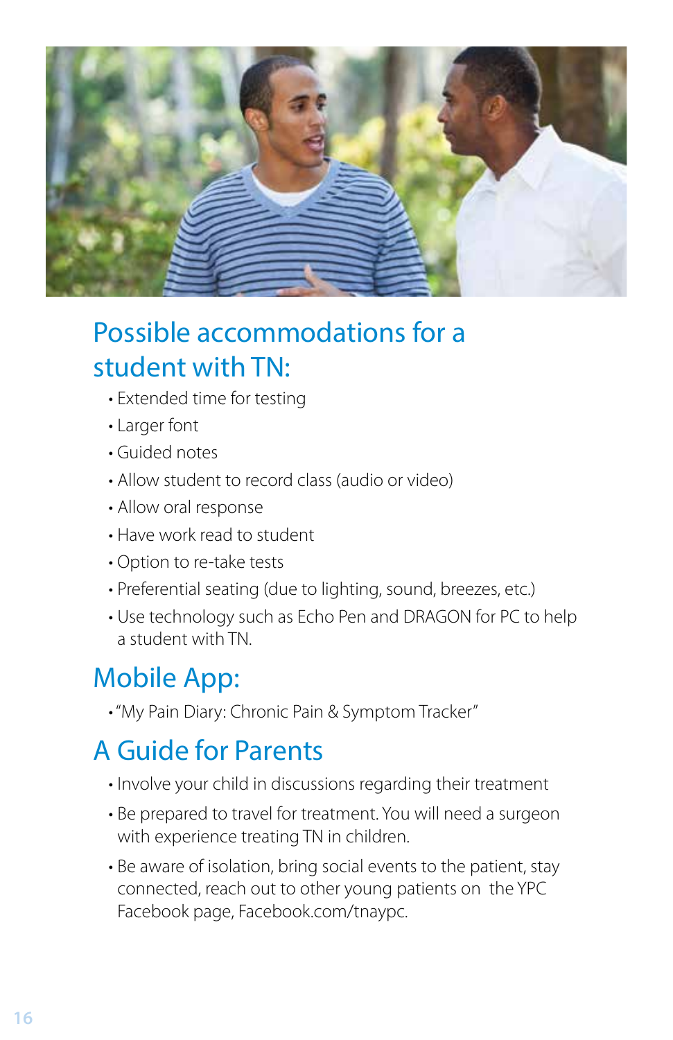## Possible accommodations for a student with TN:

- Extended time for testing
- Larger font
- Guided notes
- Allow student to record class (audio or video)
- Allow oral response
- Have work read to student
- Option to re-take tests
- Preferential seating (due to lighting, sound, breezes, etc.)
- Use technology such as Echo Pen and DRAGON for PC to help a student with TN.

## Mobile App:

- "My Pain Diary: Chronic Pain & Symptom Tracker"

## A Guide for Parents

- Involve your child in discussions regarding their treatment
- Be prepared to travel for treatment. You will need a surgeon with experience treating TN in children.
- Be aware of isolation, bring social events to the patient, stay connected, reach out to other young patients on the YPC Facebook page, Facebook.com/tnaypc.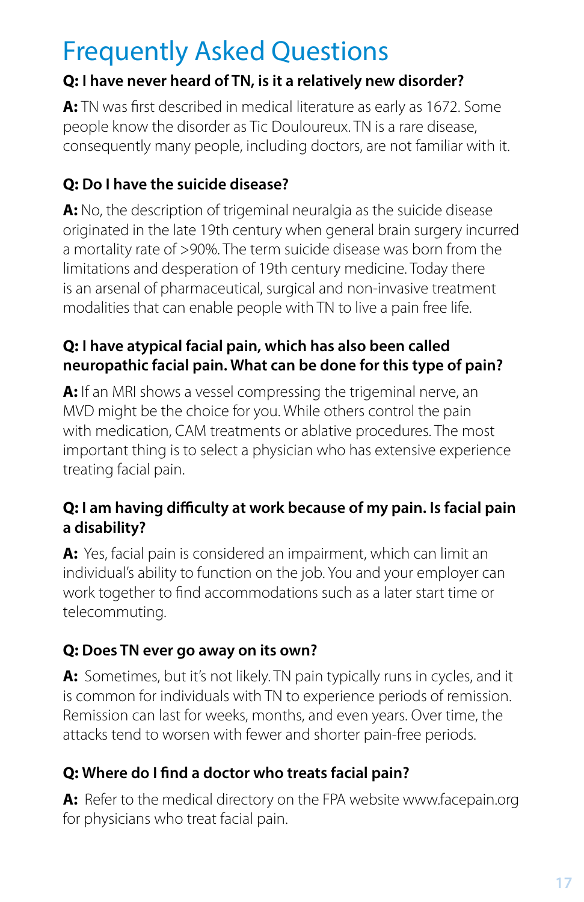# Frequently Asked Questions

**Q: I have never heard of TN, is it a relatively new disorder?**

**A:** TN was first described in medical literature as early as 1672. Some people know the disorder as Tic Douloureux. TN is a rare disease, consequently many people, including doctors, are not familiar with it.

**Q: Do I have the suicide disease?**

**A:** No, the description of trigeminal neuralgia as the suicide disease originated in the late 19th century when general brain surgery incurred a mortality rate of >90%. The term suicide disease was born from the limitations and desperation of 19th century medicine. Today there is an arsenal of pharmaceutical, surgical and non-invasive treatment modalities that can enable people with TN to live a pain free life.

**Q: I have atypical facial pain, which has also been called neuropathic facial pain. What can be done for this type of pain?**

**A:** If an MRI shows a vessel compressing the trigeminal nerve, an MVD might be the choice for you. While others control the pain with medication, CAM treatments or ablative procedures. The most important thing is to select a physician who has extensive experience treating facial pain.

**Q: I am having difficulty at work because of my pain. Is facial pain a disability?**

**A:** Yes, facial pain is considered an impairment, which can limit an individual's ability to function on the job. You and your employer can work together to find accommodations such as a later start time or telecommuting.

**Q: Does TN ever go away on its own?**

**A:** Sometimes, but it's not likely. TN pain typically runs in cycles, and it is common for individuals with TN to experience periods of remission. Remission can last for weeks, months, and even years. Over time, the attacks tend to worsen with fewer and shorter pain-free periods.

**Q: Where do I find a doctor who treats facial pain?**

**A:** Refer to the medical directory on the FPA website www.facepain.org for physicians who treat facial pain.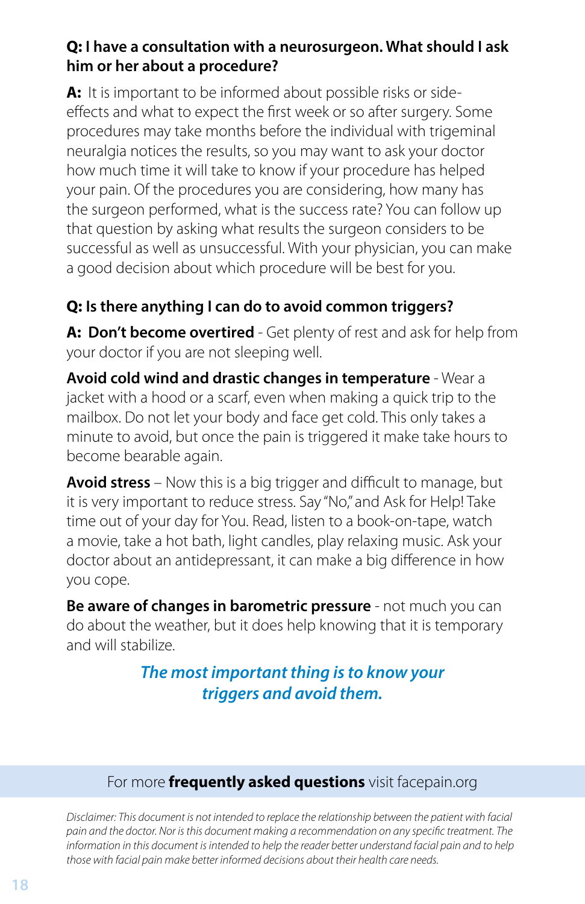**Q: I have a consultation with a neurosurgeon. What should I ask him or her about a procedure?**

**A:** It is important to be informed about possible risks or side-effects and what to expect the first week or so after surgery. Some procedures may take months before the individual with trigeminal neuralgia notices the results, so you may want to ask your doctor how much time it will take to know if your procedure has helped your pain. Of the procedures you are considering, how many has the surgeon performed, what is the success rate? You can follow up that question by asking what results the surgeon considers to be successful as well as unsuccessful. With your physician, you can make a good decision about which procedure will be best for you.

**Q: Is there anything I can do to avoid common triggers?**

**A: Don't become overtired** - Get plenty of rest and ask for help from your doctor if you are not sleeping well.

**Avoid cold wind and drastic changes in temperature** - Wear a jacket with a hood or a scarf, even when making a quick trip to the mailbox. Do not let your body and face get cold. This only takes a minute to avoid, but once the pain is triggered it make take hours to become bearable again.

**Avoid stress** – Now this is a big trigger and difficult to manage, but it is very important to reduce stress. Say "No," and Ask for Help! Take time out of your day for You. Read, listen to a book-on-tape, watch a movie, take a hot bath, light candles, play relaxing music. Ask your doctor about an antidepressant, it can make a big difference in how you cope.

**Be aware of changes in barometric pressure** - not much you can do about the weather, but it does help knowing that it is temporary and will stabilize.

***The most important thing is to know your triggers and avoid them.***

For more **frequently asked questions** visit facepain.org

*Disclaimer: This document is not intended to replace the relationship between the patient with facial pain and the doctor. Nor is this document making a recommendation on any specific treatment. The information in this document is intended to help the reader better understand facial pain and to help those with facial pain make better informed decisions about their health care needs.*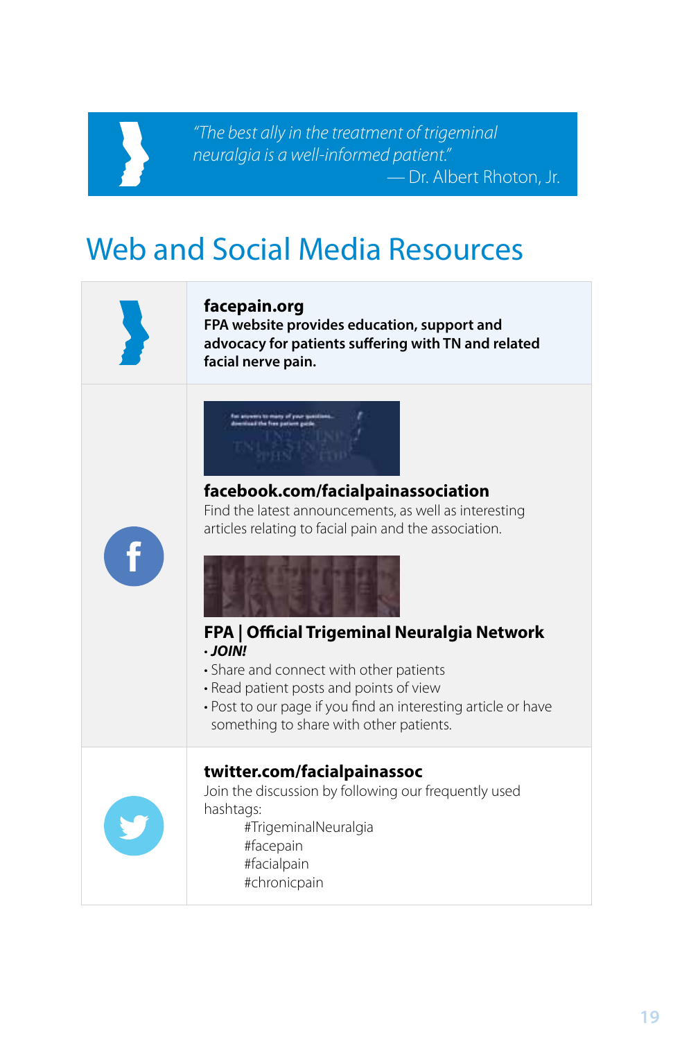> *"The best ally in the treatment of trigeminal neuralgia is a well-informed patient."*
> — Dr. Albert Rhoton, Jr.

# Web and Social Media Resources

**facepain.org**
**FPA website provides education, support and advocacy for patients suffering with TN and related facial nerve pain.**

**facebook.com/facialpainassociation**
Find the latest announcements, as well as interesting articles relating to facial pain and the association.

**FPA | Official Trigeminal Neuralgia Network**

- ***JOIN!***
- Share and connect with other patients
- Read patient posts and points of view
- Post to our page if you find an interesting article or have something to share with other patients.

**twitter.com/facialpainassoc**
Join the discussion by following our frequently used hashtags:

#TrigeminalNeuralgia
#facepain
#facialpain
#chronicpain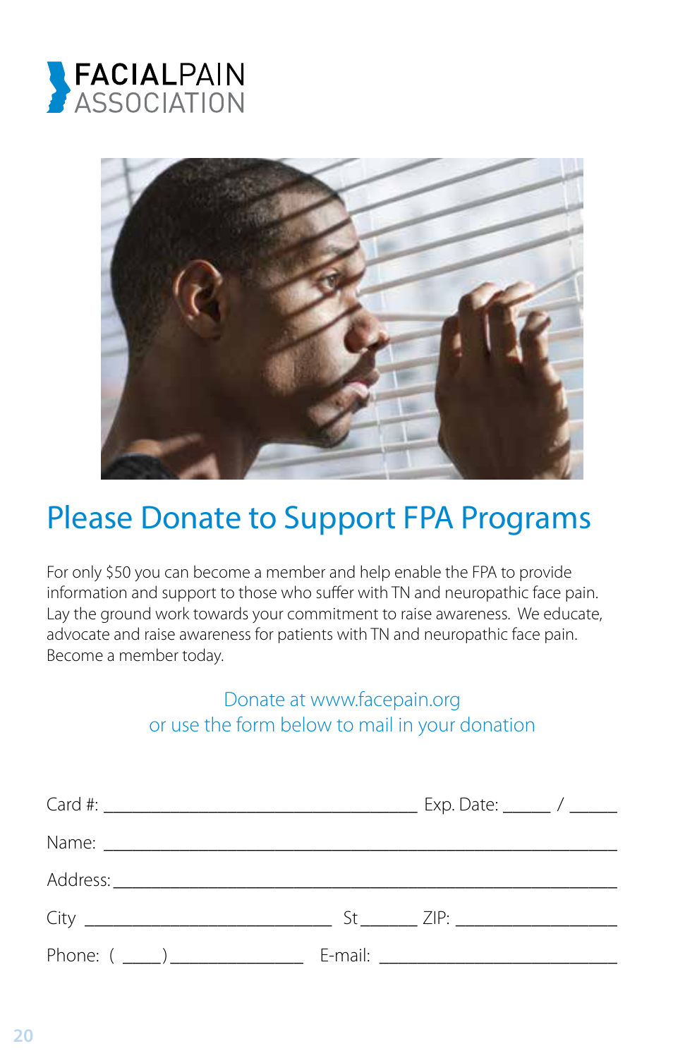FACIALPAIN ASSOCIATION

# Please Donate to Support FPA Programs

For only $50 you can become a member and help enable the FPA to provide information and support to those who suffer with TN and neuropathic face pain. Lay the ground work towards your commitment to raise awareness. We educate, advocate and raise awareness for patients with TN and neuropathic face pain. Become a member today.

Donate at www.facepain.org
or use the form below to mail in your donation

Card #: ______________________________ Exp. Date: _____ / _____

Name: ______________________________________________

Address: ____________________________________________

City _______________________ St ______ ZIP: ______________

Phone: ( _____ ) _______________ E-mail: ___________________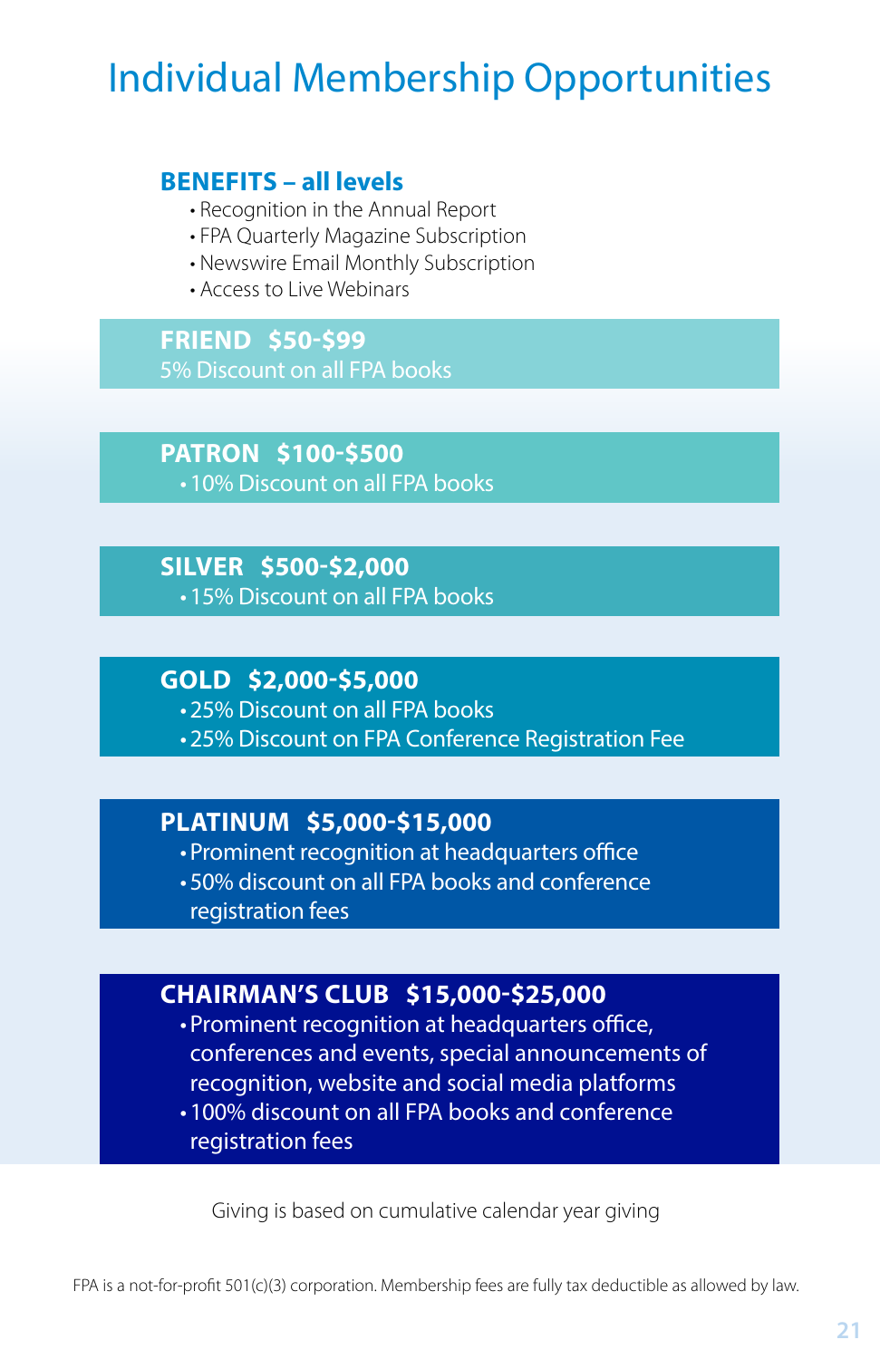# Individual Membership Opportunities

## BENEFITS – all levels

- Recognition in the Annual Report
- FPA Quarterly Magazine Subscription
- Newswire Email Monthly Subscription
- Access to Live Webinars

### FRIEND $50-$99

5% Discount on all FPA books

### PATRON $100-$500

- 10% Discount on all FPA books

### SILVER $500-$2,000

- 15% Discount on all FPA books

### GOLD $2,000-$5,000

- 25% Discount on all FPA books
- 25% Discount on FPA Conference Registration Fee

### PLATINUM $5,000-$15,000

- Prominent recognition at headquarters office
- 50% discount on all FPA books and conference registration fees

### CHAIRMAN'S CLUB $15,000-$25,000

- Prominent recognition at headquarters office, conferences and events, special announcements of recognition, website and social media platforms
- 100% discount on all FPA books and conference registration fees

Giving is based on cumulative calendar year giving

FPA is a not-for-profit 501(c)(3) corporation. Membership fees are fully tax deductible as allowed by law.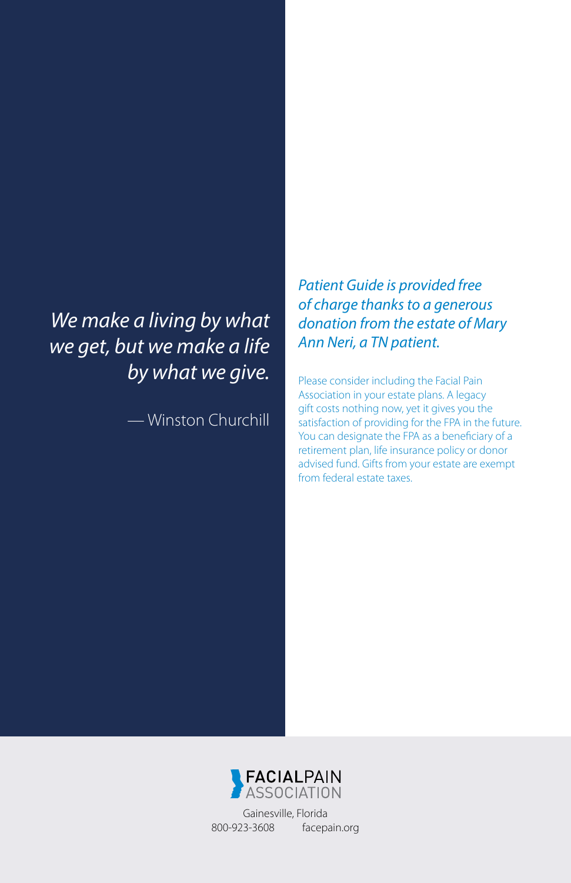*We make a living by what we get, but we make a life by what we give.*

— Winston Churchill

*Patient Guide is provided free of charge thanks to a generous donation from the estate of Mary Ann Neri, a TN patient.*

Please consider including the Facial Pain Association in your estate plans. A legacy gift costs nothing now, yet it gives you the satisfaction of providing for the FPA in the future. You can designate the FPA as a beneficiary of a retirement plan, life insurance policy or donor advised fund. Gifts from your estate are exempt from federal estate taxes.

FACIALPAIN ASSOCIATION

Gainesville, Florida

800-923-3608 facepain.org